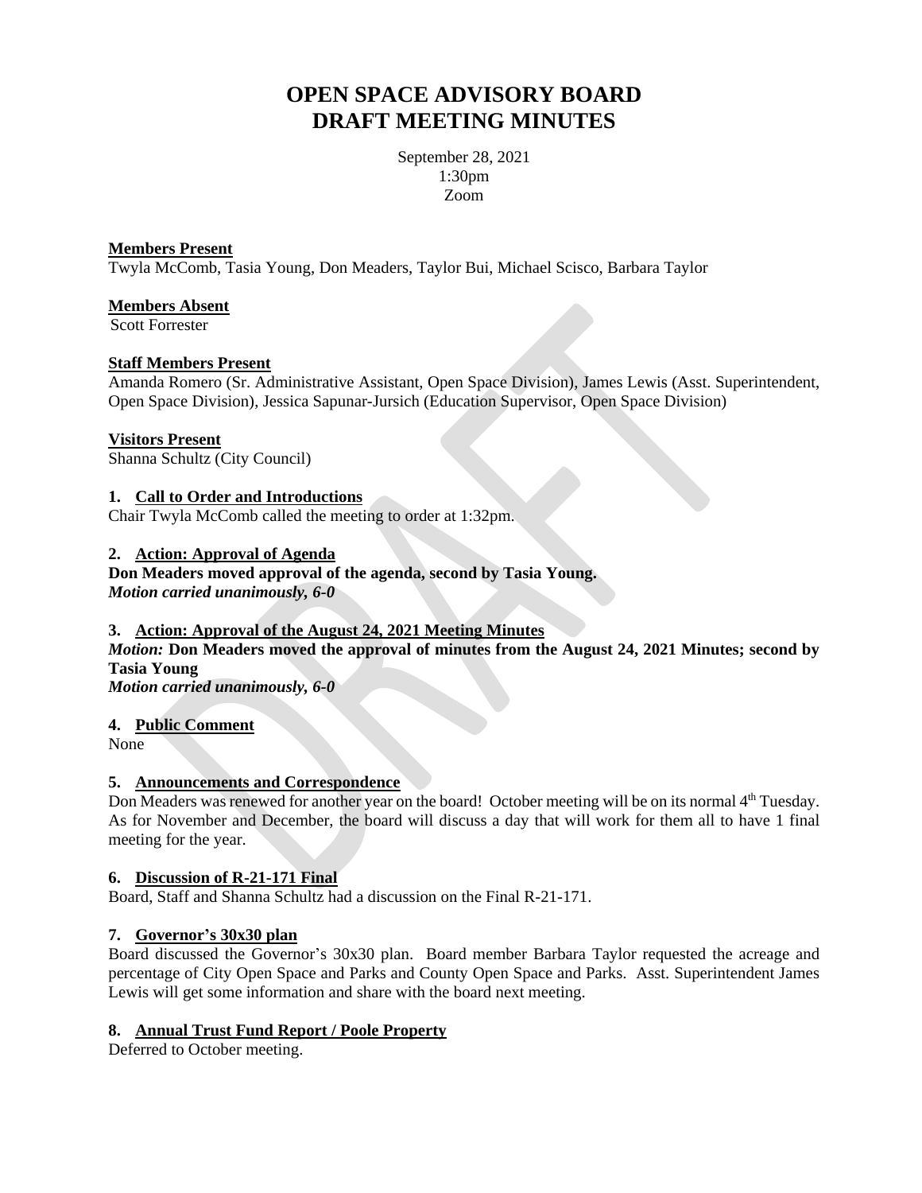# OPEN SPACE ADVISORY BOARD
# DRAFT MEETING MINUTES

September 28, 2021
1:30pm
Zoom

**Members Present**
Twyla McComb, Tasia Young, Don Meaders, Taylor Bui, Michael Scisco, Barbara Taylor

**Members Absent**
Scott Forrester

**Staff Members Present**
Amanda Romero (Sr. Administrative Assistant, Open Space Division), James Lewis (Asst. Superintendent, Open Space Division), Jessica Sapunar-Jursich (Education Supervisor, Open Space Division)

**Visitors Present**
Shanna Schultz (City Council)

**1. Call to Order and Introductions**
Chair Twyla McComb called the meeting to order at 1:32pm.

**2. Action: Approval of Agenda**
**Don Meaders moved approval of the agenda, second by Tasia Young.**
***Motion carried unanimously, 6-0***

**3. Action: Approval of the August 24, 2021 Meeting Minutes**
***Motion:*** **Don Meaders moved the approval of minutes from the August 24, 2021 Minutes; second by Tasia Young**
***Motion carried unanimously, 6-0***

**4. Public Comment**
None

**5. Announcements and Correspondence**
Don Meaders was renewed for another year on the board! October meeting will be on its normal 4th Tuesday. As for November and December, the board will discuss a day that will work for them all to have 1 final meeting for the year.

**6. Discussion of R-21-171 Final**
Board, Staff and Shanna Schultz had a discussion on the Final R-21-171.

**7. Governor's 30x30 plan**
Board discussed the Governor's 30x30 plan. Board member Barbara Taylor requested the acreage and percentage of City Open Space and Parks and County Open Space and Parks. Asst. Superintendent James Lewis will get some information and share with the board next meeting.

**8. Annual Trust Fund Report / Poole Property**
Deferred to October meeting.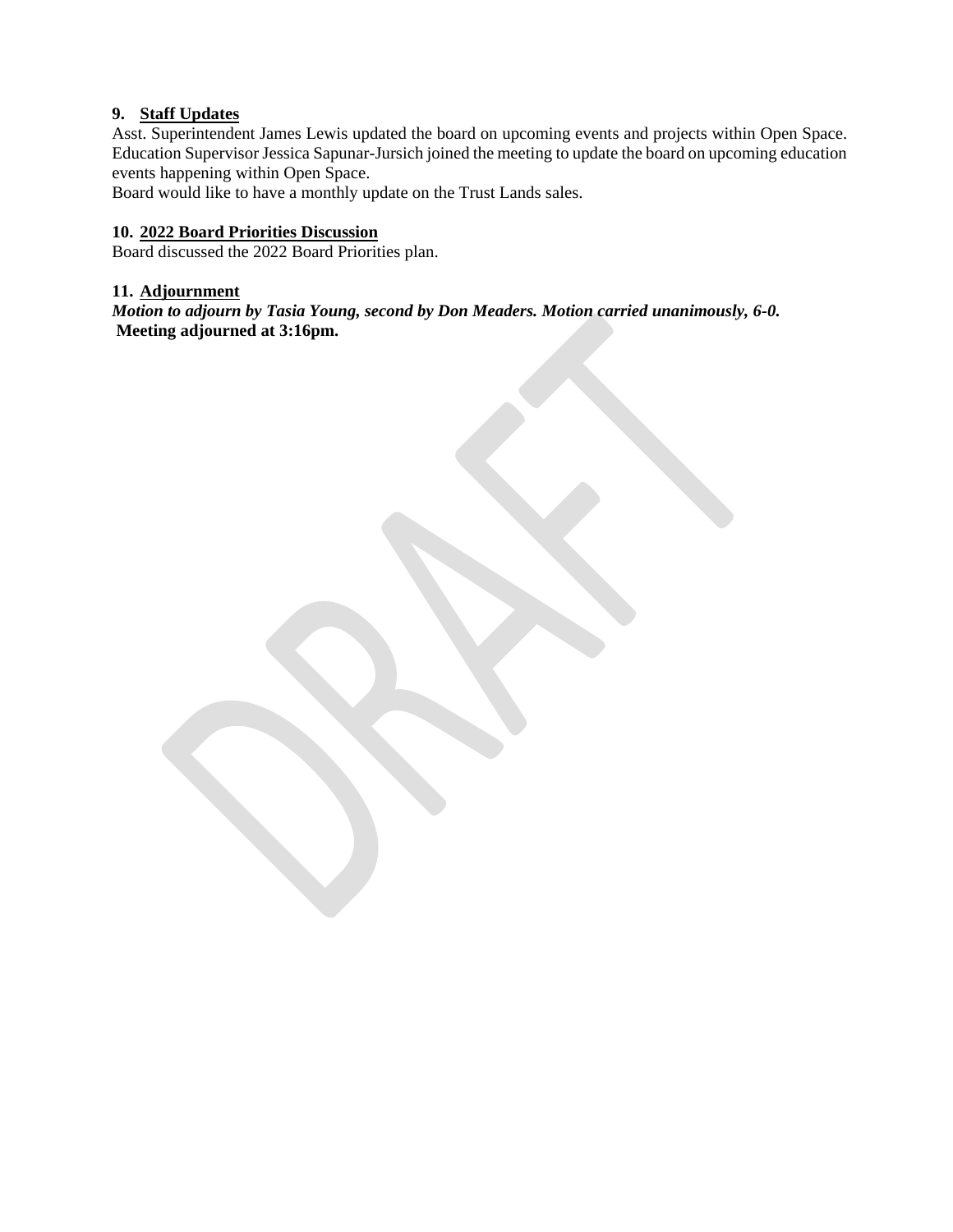**9. Staff Updates**

Asst. Superintendent James Lewis updated the board on upcoming events and projects within Open Space. Education Supervisor Jessica Sapunar-Jursich joined the meeting to update the board on upcoming education events happening within Open Space.

Board would like to have a monthly update on the Trust Lands sales.

**10. 2022 Board Priorities Discussion**

Board discussed the 2022 Board Priorities plan.

**11. Adjournment**

***Motion to adjourn by Tasia Young, second by Don Meaders. Motion carried unanimously, 6-0.***

**Meeting adjourned at 3:16pm.**